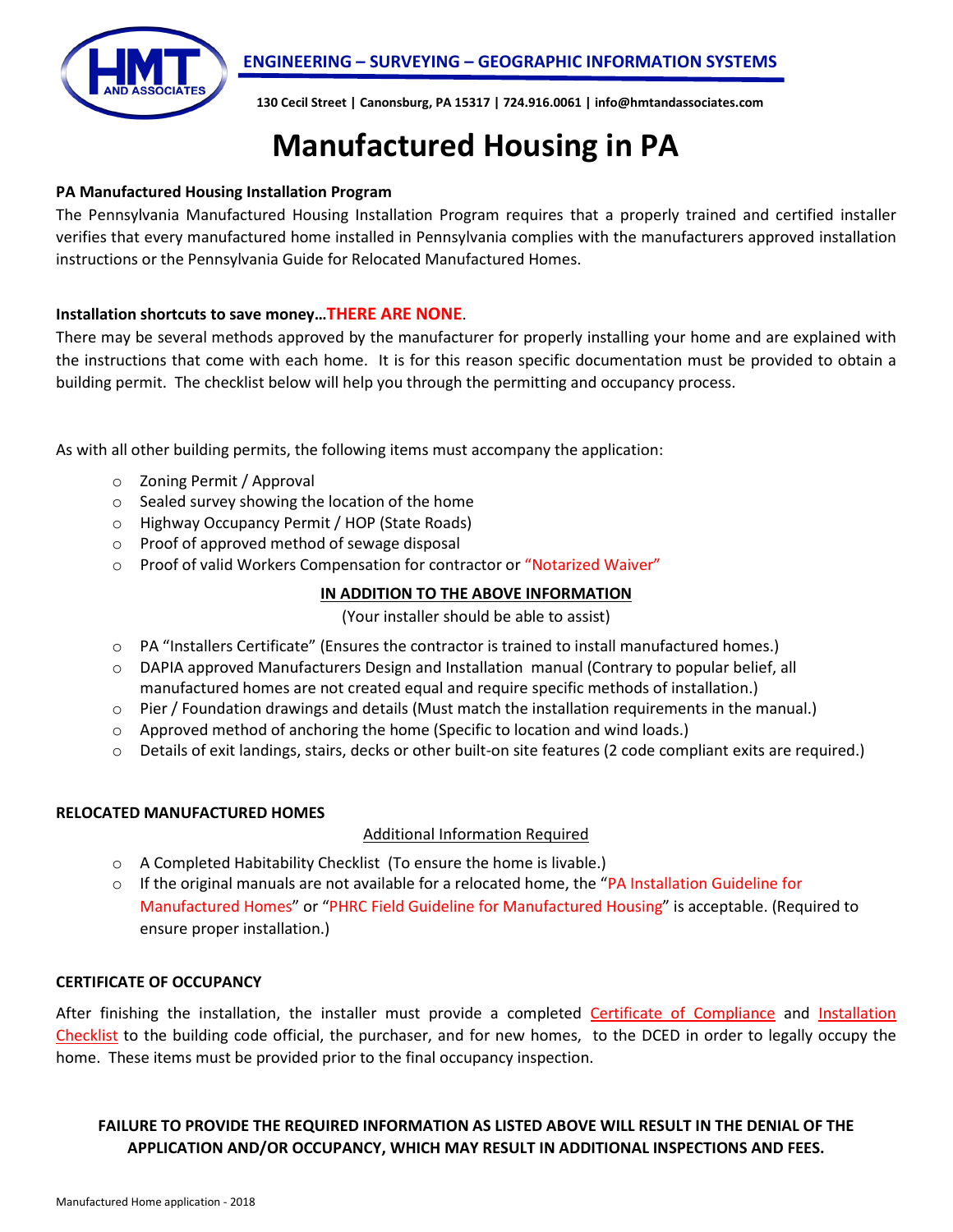**ENGINEERING – SURVEYING – GEOGRAPHIC INFORMATION SYSTEMS**

**130 Cecil Street | Canonsburg, PA 15317 | 724.916.0061 | info@hmtandassociates.com**

# Manufactured Housing in PA

**PA Manufactured Housing Installation Program**

The Pennsylvania Manufactured Housing Installation Program requires that a properly trained and certified installer verifies that every manufactured home installed in Pennsylvania complies with the manufacturers approved installation instructions or the Pennsylvania Guide for Relocated Manufactured Homes.

**Installation shortcuts to save money…THERE ARE NONE**.

There may be several methods approved by the manufacturer for properly installing your home and are explained with the instructions that come with each home. It is for this reason specific documentation must be provided to obtain a building permit. The checklist below will help you through the permitting and occupancy process.

As with all other building permits, the following items must accompany the application:

- Zoning Permit / Approval
- Sealed survey showing the location of the home
- Highway Occupancy Permit / HOP (State Roads)
- Proof of approved method of sewage disposal
- Proof of valid Workers Compensation for contractor or "Notarized Waiver"

**IN ADDITION TO THE ABOVE INFORMATION**

(Your installer should be able to assist)

- PA "Installers Certificate" (Ensures the contractor is trained to install manufactured homes.)
- DAPIA approved Manufacturers Design and Installation manual (Contrary to popular belief, all manufactured homes are not created equal and require specific methods of installation.)
- Pier / Foundation drawings and details (Must match the installation requirements in the manual.)
- Approved method of anchoring the home (Specific to location and wind loads.)
- Details of exit landings, stairs, decks or other built-on site features (2 code compliant exits are required.)

**RELOCATED MANUFACTURED HOMES**

Additional Information Required

- A Completed Habitability Checklist (To ensure the home is livable.)
- If the original manuals are not available for a relocated home, the "PA Installation Guideline for Manufactured Homes" or "PHRC Field Guideline for Manufactured Housing" is acceptable. (Required to ensure proper installation.)

**CERTIFICATE OF OCCUPANCY**

After finishing the installation, the installer must provide a completed Certificate of Compliance and Installation Checklist to the building code official, the purchaser, and for new homes, to the DCED in order to legally occupy the home. These items must be provided prior to the final occupancy inspection.

**FAILURE TO PROVIDE THE REQUIRED INFORMATION AS LISTED ABOVE WILL RESULT IN THE DENIAL OF THE APPLICATION AND/OR OCCUPANCY, WHICH MAY RESULT IN ADDITIONAL INSPECTIONS AND FEES.**

Manufactured Home application - 2018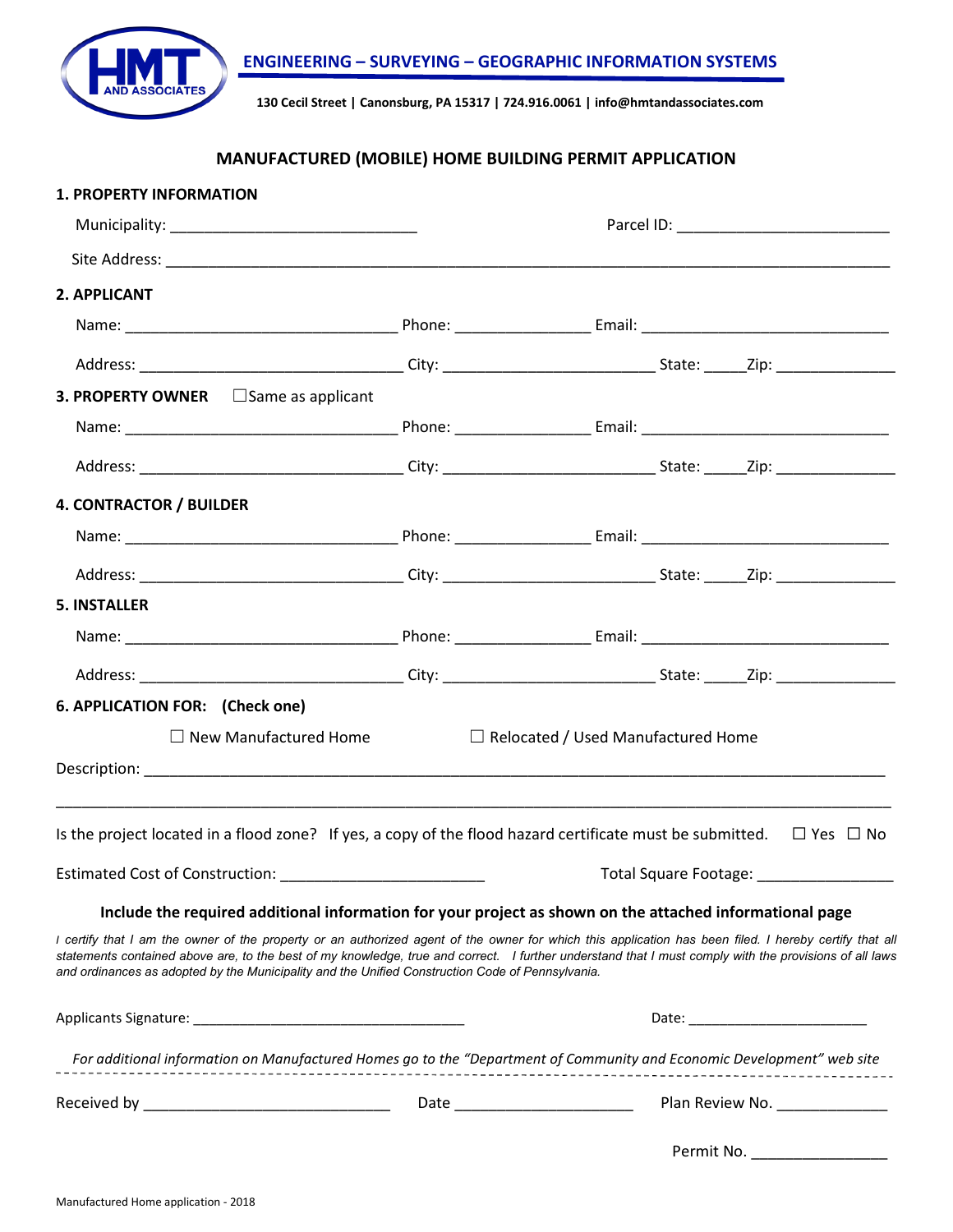HMT AND ASSOCIATES

**ENGINEERING – SURVEYING – GEOGRAPHIC INFORMATION SYSTEMS**

130 Cecil Street | Canonsburg, PA 15317 | 724.916.0061 | info@hmtandassociates.com

## MANUFACTURED (MOBILE) HOME BUILDING PERMIT APPLICATION

### 1. PROPERTY INFORMATION

Municipality: ____________________________ Parcel ID: ________________________

Site Address: ______________________________________________________________________________

### 2. APPLICANT

Name: _______________________________ Phone: _______________ Email: ____________________________

Address: ______________________________ City: ________________________ State: _____Zip: _____________

### 3. PROPERTY OWNER ☐Same as applicant

Name: _______________________________ Phone: _______________ Email: ____________________________

Address: ______________________________ City: ________________________ State: _____Zip: _____________

### 4. CONTRACTOR / BUILDER

Name: _______________________________ Phone: _______________ Email: ____________________________

Address: ______________________________ City: ________________________ State: _____Zip: _____________

### 5. INSTALLER

Name: _______________________________ Phone: _______________ Email: ____________________________

Address: ______________________________ City: ________________________ State: _____Zip: _____________

### 6. APPLICATION FOR: (Check one)

☐ New Manufactured Home ☐ Relocated / Used Manufactured Home

Description: _________________________________________________________________________________

______________________________________________________________________________________________

Is the project located in a flood zone? If yes, a copy of the flood hazard certificate must be submitted. ☐ Yes ☐ No

Estimated Cost of Construction: _______________________ Total Square Footage: ________________

**Include the required additional information for your project as shown on the attached informational page**

*I certify that I am the owner of the property or an authorized agent of the owner for which this application has been filed. I hereby certify that all statements contained above are, to the best of my knowledge, true and correct. I further understand that I must comply with the provisions of all laws and ordinances as adopted by the Municipality and the Unified Construction Code of Pennsylvania.*

Applicants Signature: __________________________________ Date: ______________________

*For additional information on Manufactured Homes go to the "Department of Community and Economic Development" web site*

Received by ____________________________ Date ____________________ Plan Review No. _____________

Permit No. _______________

Manufactured Home application - 2018